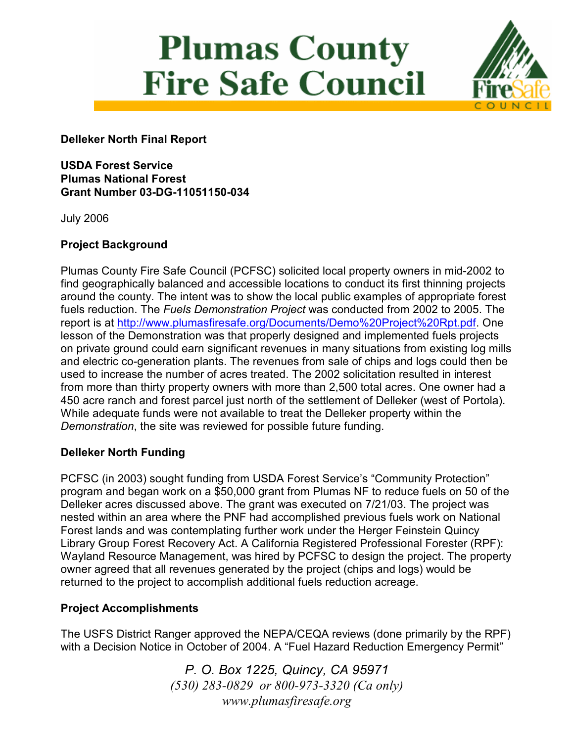# Plumas County Fire Safe Council

**Delleker North Final Report**

**USDA Forest Service**
**Plumas National Forest**
**Grant Number 03-DG-11051150-034**

July 2006

## Project Background

Plumas County Fire Safe Council (PCFSC) solicited local property owners in mid-2002 to find geographically balanced and accessible locations to conduct its first thinning projects around the county. The intent was to show the local public examples of appropriate forest fuels reduction. The *Fuels Demonstration Project* was conducted from 2002 to 2005. The report is at http://www.plumasfiresafe.org/Documents/Demo%20Project%20Rpt.pdf. One lesson of the Demonstration was that properly designed and implemented fuels projects on private ground could earn significant revenues in many situations from existing log mills and electric co-generation plants. The revenues from sale of chips and logs could then be used to increase the number of acres treated. The 2002 solicitation resulted in interest from more than thirty property owners with more than 2,500 total acres. One owner had a 450 acre ranch and forest parcel just north of the settlement of Delleker (west of Portola). While adequate funds were not available to treat the Delleker property within the *Demonstration*, the site was reviewed for possible future funding.

## Delleker North Funding

PCFSC (in 2003) sought funding from USDA Forest Service's "Community Protection" program and began work on a $50,000 grant from Plumas NF to reduce fuels on 50 of the Delleker acres discussed above. The grant was executed on 7/21/03. The project was nested within an area where the PNF had accomplished previous fuels work on National Forest lands and was contemplating further work under the Herger Feinstein Quincy Library Group Forest Recovery Act. A California Registered Professional Forester (RPF): Wayland Resource Management, was hired by PCFSC to design the project. The property owner agreed that all revenues generated by the project (chips and logs) would be returned to the project to accomplish additional fuels reduction acreage.

## Project Accomplishments

The USFS District Ranger approved the NEPA/CEQA reviews (done primarily by the RPF) with a Decision Notice in October of 2004. A "Fuel Hazard Reduction Emergency Permit"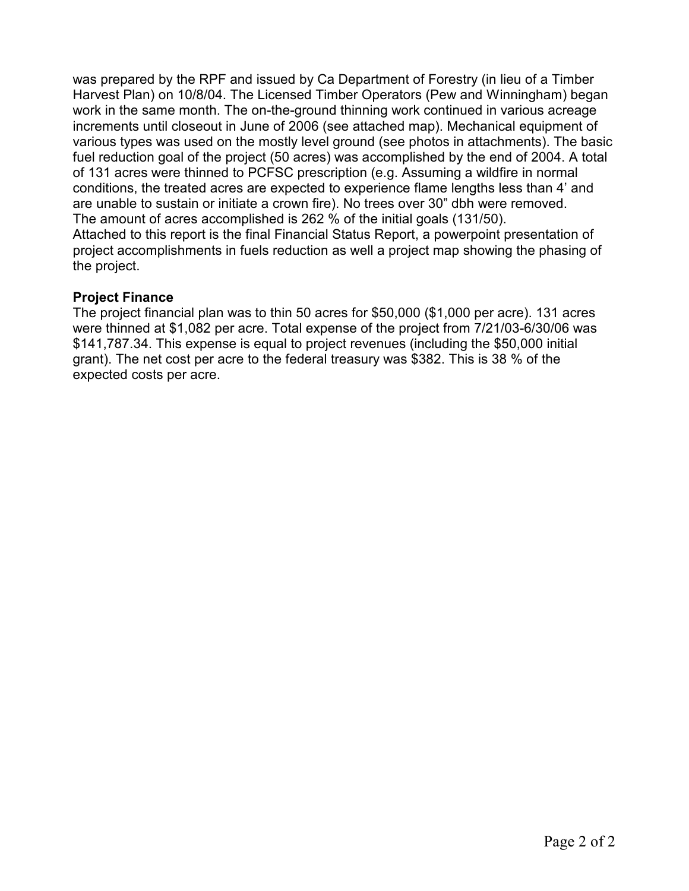was prepared by the RPF and issued by Ca Department of Forestry (in lieu of a Timber Harvest Plan) on 10/8/04. The Licensed Timber Operators (Pew and Winningham) began work in the same month. The on-the-ground thinning work continued in various acreage increments until closeout in June of 2006 (see attached map). Mechanical equipment of various types was used on the mostly level ground (see photos in attachments). The basic fuel reduction goal of the project (50 acres) was accomplished by the end of 2004. A total of 131 acres were thinned to PCFSC prescription (e.g. Assuming a wildfire in normal conditions, the treated acres are expected to experience flame lengths less than 4' and are unable to sustain or initiate a crown fire). No trees over 30" dbh were removed. The amount of acres accomplished is 262 % of the initial goals (131/50).
Attached to this report is the final Financial Status Report, a powerpoint presentation of project accomplishments in fuels reduction as well a project map showing the phasing of the project.

**Project Finance**
The project financial plan was to thin 50 acres for $50,000 ($1,000 per acre). 131 acres were thinned at $1,082 per acre. Total expense of the project from 7/21/03-6/30/06 was $141,787.34. This expense is equal to project revenues (including the $50,000 initial grant). The net cost per acre to the federal treasury was $382. This is 38 % of the expected costs per acre.